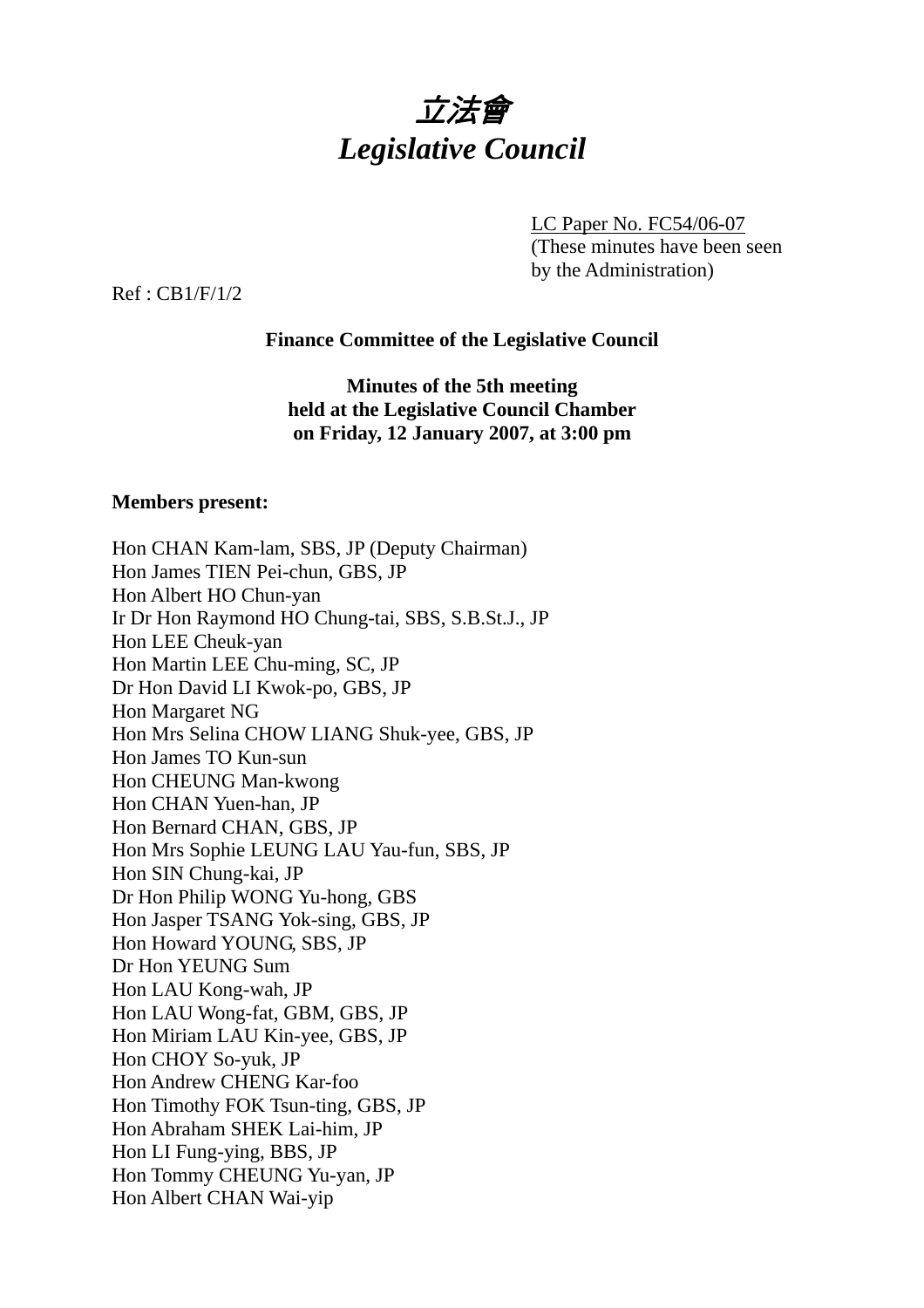# *立法會*
# *Legislative Council*

LC Paper No. FC54/06-07
(These minutes have been seen by the Administration)

Ref : CB1/F/1/2

**Finance Committee of the Legislative Council**

**Minutes of the 5th meeting**
**held at the Legislative Council Chamber**
**on Friday, 12 January 2007, at 3:00 pm**

**Members present:**

Hon CHAN Kam-lam, SBS, JP (Deputy Chairman)
Hon James TIEN Pei-chun, GBS, JP
Hon Albert HO Chun-yan
Ir Dr Hon Raymond HO Chung-tai, SBS, S.B.St.J., JP
Hon LEE Cheuk-yan
Hon Martin LEE Chu-ming, SC, JP
Dr Hon David LI Kwok-po, GBS, JP
Hon Margaret NG
Hon Mrs Selina CHOW LIANG Shuk-yee, GBS, JP
Hon James TO Kun-sun
Hon CHEUNG Man-kwong
Hon CHAN Yuen-han, JP
Hon Bernard CHAN, GBS, JP
Hon Mrs Sophie LEUNG LAU Yau-fun, SBS, JP
Hon SIN Chung-kai, JP
Dr Hon Philip WONG Yu-hong, GBS
Hon Jasper TSANG Yok-sing, GBS, JP
Hon Howard YOUNG, SBS, JP
Dr Hon YEUNG Sum
Hon LAU Kong-wah, JP
Hon LAU Wong-fat, GBM, GBS, JP
Hon Miriam LAU Kin-yee, GBS, JP
Hon CHOY So-yuk, JP
Hon Andrew CHENG Kar-foo
Hon Timothy FOK Tsun-ting, GBS, JP
Hon Abraham SHEK Lai-him, JP
Hon LI Fung-ying, BBS, JP
Hon Tommy CHEUNG Yu-yan, JP
Hon Albert CHAN Wai-yip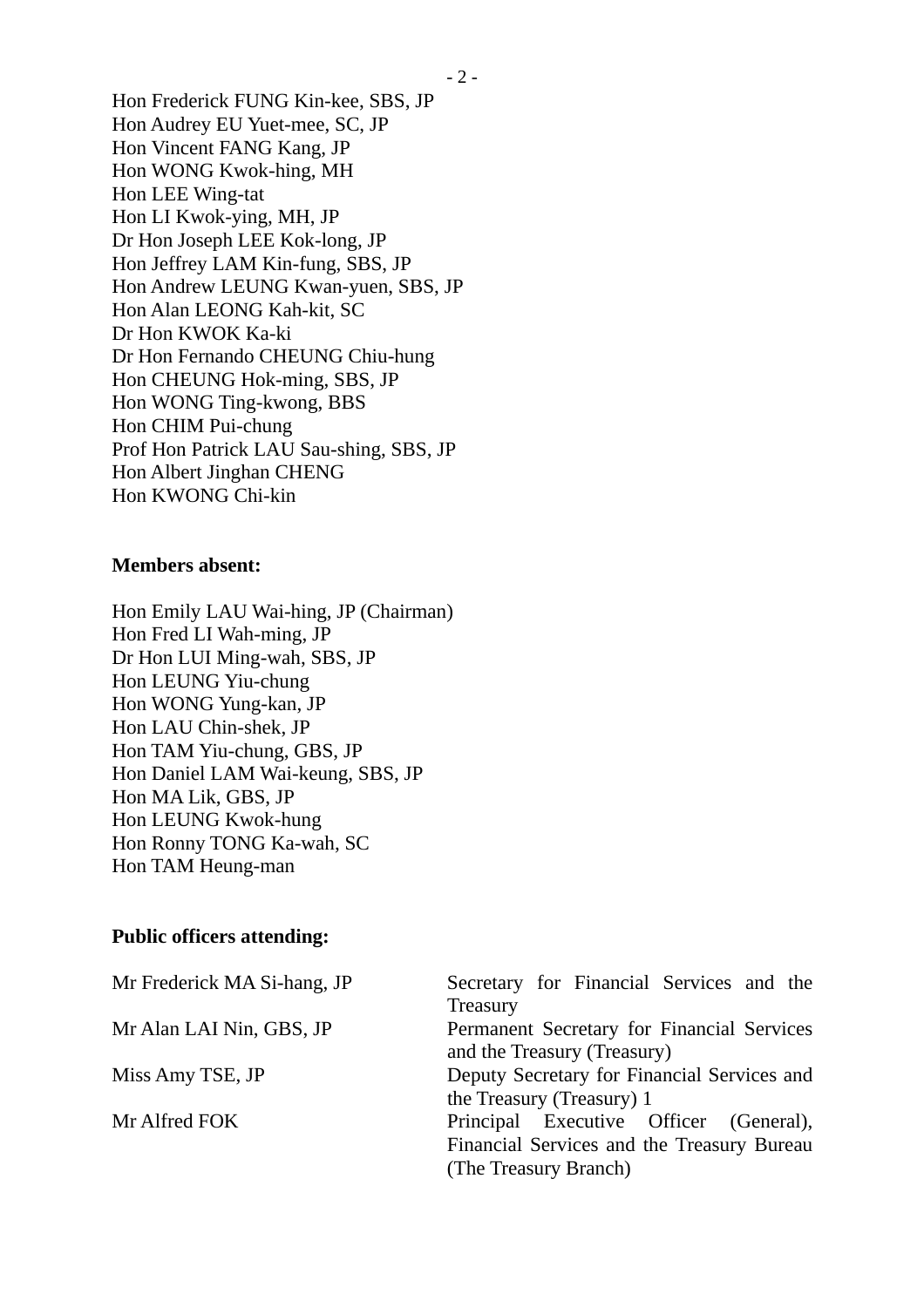Hon Frederick FUNG Kin-kee, SBS, JP
Hon Audrey EU Yuet-mee, SC, JP
Hon Vincent FANG Kang, JP
Hon WONG Kwok-hing, MH
Hon LEE Wing-tat
Hon LI Kwok-ying, MH, JP
Dr Hon Joseph LEE Kok-long, JP
Hon Jeffrey LAM Kin-fung, SBS, JP
Hon Andrew LEUNG Kwan-yuen, SBS, JP
Hon Alan LEONG Kah-kit, SC
Dr Hon KWOK Ka-ki
Dr Hon Fernando CHEUNG Chiu-hung
Hon CHEUNG Hok-ming, SBS, JP
Hon WONG Ting-kwong, BBS
Hon CHIM Pui-chung
Prof Hon Patrick LAU Sau-shing, SBS, JP
Hon Albert Jinghan CHENG
Hon KWONG Chi-kin

**Members absent:**

Hon Emily LAU Wai-hing, JP (Chairman)
Hon Fred LI Wah-ming, JP
Dr Hon LUI Ming-wah, SBS, JP
Hon LEUNG Yiu-chung
Hon WONG Yung-kan, JP
Hon LAU Chin-shek, JP
Hon TAM Yiu-chung, GBS, JP
Hon Daniel LAM Wai-keung, SBS, JP
Hon MA Lik, GBS, JP
Hon LEUNG Kwok-hung
Hon Ronny TONG Ka-wah, SC
Hon TAM Heung-man

**Public officers attending:**

| | |
|---|---|
| Mr Frederick MA Si-hang, JP | Secretary for Financial Services and the Treasury |
| Mr Alan LAI Nin, GBS, JP | Permanent Secretary for Financial Services and the Treasury (Treasury) |
| Miss Amy TSE, JP | Deputy Secretary for Financial Services and the Treasury (Treasury) 1 |
| Mr Alfred FOK | Principal Executive Officer (General), Financial Services and the Treasury Bureau (The Treasury Branch) |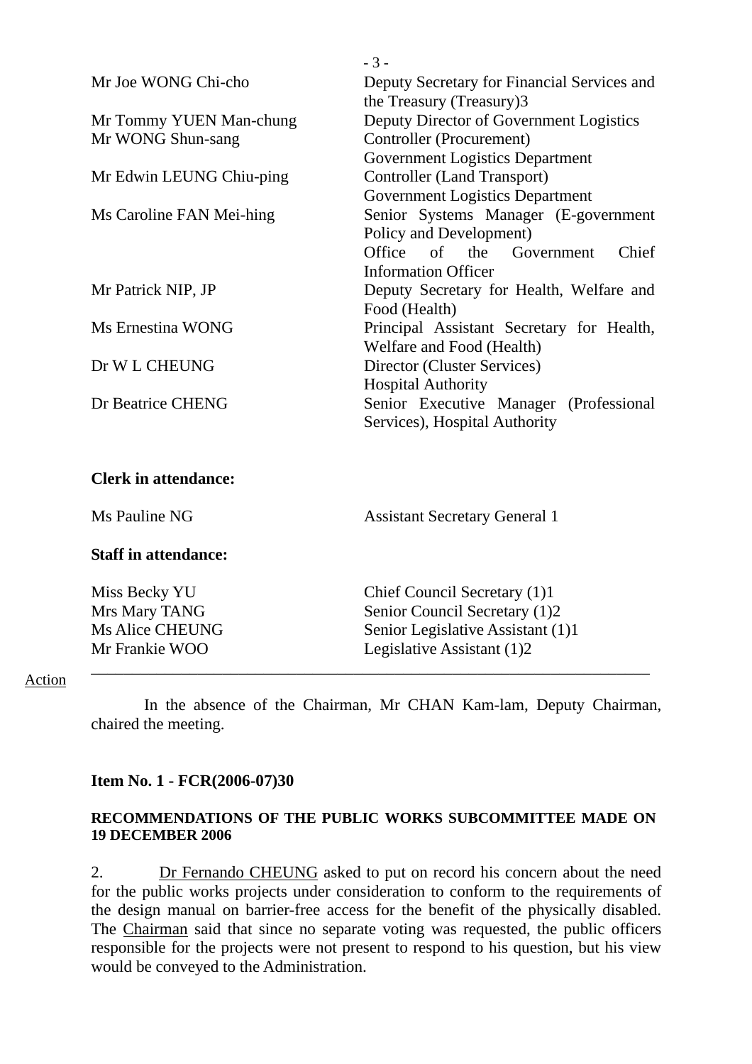| | |
|---|---|
| Mr Joe WONG Chi-cho | Deputy Secretary for Financial Services and the Treasury (Treasury)3 |
| Mr Tommy YUEN Man-chung | Deputy Director of Government Logistics |
| Mr WONG Shun-sang | Controller (Procurement) Government Logistics Department |
| Mr Edwin LEUNG Chiu-ping | Controller (Land Transport) Government Logistics Department |
| Ms Caroline FAN Mei-hing | Senior Systems Manager (E-government Policy and Development) Office of the Government Chief Information Officer |
| Mr Patrick NIP, JP | Deputy Secretary for Health, Welfare and Food (Health) |
| Ms Ernestina WONG | Principal Assistant Secretary for Health, Welfare and Food (Health) |
| Dr W L CHEUNG | Director (Cluster Services) Hospital Authority |
| Dr Beatrice CHENG | Senior Executive Manager (Professional Services), Hospital Authority |

**Clerk in attendance:**

| | |
|---|---|
| Ms Pauline NG | Assistant Secretary General 1 |

**Staff in attendance:**

| | |
|---|---|
| Miss Becky YU | Chief Council Secretary (1)1 |
| Mrs Mary TANG | Senior Council Secretary (1)2 |
| Ms Alice CHEUNG | Senior Legislative Assistant (1)1 |
| Mr Frankie WOO | Legislative Assistant (1)2 |

---

Action

In the absence of the Chairman, Mr CHAN Kam-lam, Deputy Chairman, chaired the meeting.

**Item No. 1 - FCR(2006-07)30**

**RECOMMENDATIONS OF THE PUBLIC WORKS SUBCOMMITTEE MADE ON 19 DECEMBER 2006**

2. Dr Fernando CHEUNG asked to put on record his concern about the need for the public works projects under consideration to conform to the requirements of the design manual on barrier-free access for the benefit of the physically disabled. The Chairman said that since no separate voting was requested, the public officers responsible for the projects were not present to respond to his question, but his view would be conveyed to the Administration.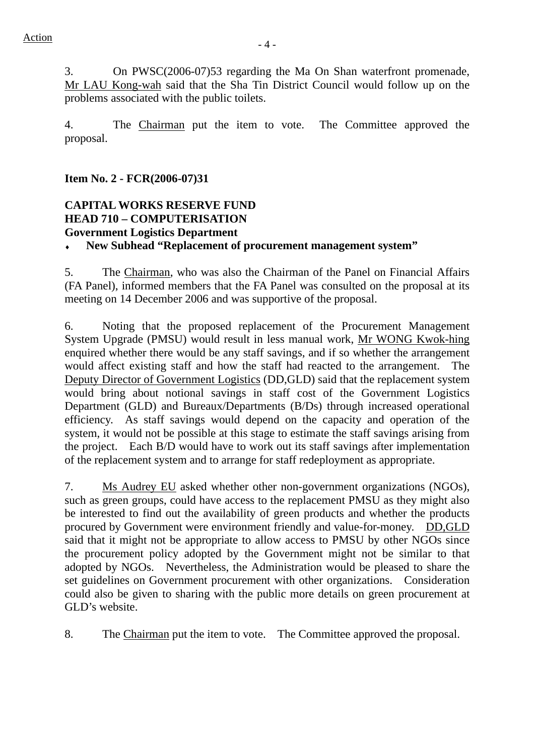Action

3. On PWSC(2006-07)53 regarding the Ma On Shan waterfront promenade, Mr LAU Kong-wah said that the Sha Tin District Council would follow up on the problems associated with the public toilets.

4. The Chairman put the item to vote. The Committee approved the proposal.

**Item No. 2 - FCR(2006-07)31**

**CAPITAL WORKS RESERVE FUND**
**HEAD 710 – COMPUTERISATION**
**Government Logistics Department**

- **New Subhead "Replacement of procurement management system"**

5. The Chairman, who was also the Chairman of the Panel on Financial Affairs (FA Panel), informed members that the FA Panel was consulted on the proposal at its meeting on 14 December 2006 and was supportive of the proposal.

6. Noting that the proposed replacement of the Procurement Management System Upgrade (PMSU) would result in less manual work, Mr WONG Kwok-hing enquired whether there would be any staff savings, and if so whether the arrangement would affect existing staff and how the staff had reacted to the arrangement. The Deputy Director of Government Logistics (DD,GLD) said that the replacement system would bring about notional savings in staff cost of the Government Logistics Department (GLD) and Bureaux/Departments (B/Ds) through increased operational efficiency. As staff savings would depend on the capacity and operation of the system, it would not be possible at this stage to estimate the staff savings arising from the project. Each B/D would have to work out its staff savings after implementation of the replacement system and to arrange for staff redeployment as appropriate.

7. Ms Audrey EU asked whether other non-government organizations (NGOs), such as green groups, could have access to the replacement PMSU as they might also be interested to find out the availability of green products and whether the products procured by Government were environment friendly and value-for-money. DD,GLD said that it might not be appropriate to allow access to PMSU by other NGOs since the procurement policy adopted by the Government might not be similar to that adopted by NGOs. Nevertheless, the Administration would be pleased to share the set guidelines on Government procurement with other organizations. Consideration could also be given to sharing with the public more details on green procurement at GLD's website.

8. The Chairman put the item to vote. The Committee approved the proposal.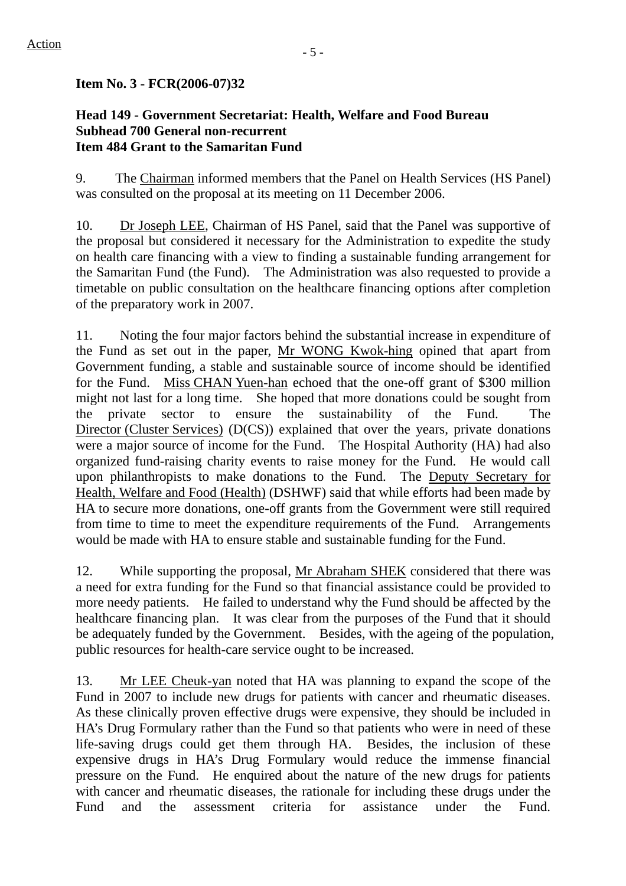Action

**Item No. 3 - FCR(2006-07)32**

**Head 149 - Government Secretariat: Health, Welfare and Food Bureau**
**Subhead 700 General non-recurrent**
**Item 484 Grant to the Samaritan Fund**

9. The Chairman informed members that the Panel on Health Services (HS Panel) was consulted on the proposal at its meeting on 11 December 2006.

10. Dr Joseph LEE, Chairman of HS Panel, said that the Panel was supportive of the proposal but considered it necessary for the Administration to expedite the study on health care financing with a view to finding a sustainable funding arrangement for the Samaritan Fund (the Fund). The Administration was also requested to provide a timetable on public consultation on the healthcare financing options after completion of the preparatory work in 2007.

11. Noting the four major factors behind the substantial increase in expenditure of the Fund as set out in the paper, Mr WONG Kwok-hing opined that apart from Government funding, a stable and sustainable source of income should be identified for the Fund. Miss CHAN Yuen-han echoed that the one-off grant of $300 million might not last for a long time. She hoped that more donations could be sought from the private sector to ensure the sustainability of the Fund. The Director (Cluster Services) (D(CS)) explained that over the years, private donations were a major source of income for the Fund. The Hospital Authority (HA) had also organized fund-raising charity events to raise money for the Fund. He would call upon philanthropists to make donations to the Fund. The Deputy Secretary for Health, Welfare and Food (Health) (DSHWF) said that while efforts had been made by HA to secure more donations, one-off grants from the Government were still required from time to time to meet the expenditure requirements of the Fund. Arrangements would be made with HA to ensure stable and sustainable funding for the Fund.

12. While supporting the proposal, Mr Abraham SHEK considered that there was a need for extra funding for the Fund so that financial assistance could be provided to more needy patients. He failed to understand why the Fund should be affected by the healthcare financing plan. It was clear from the purposes of the Fund that it should be adequately funded by the Government. Besides, with the ageing of the population, public resources for health-care service ought to be increased.

13. Mr LEE Cheuk-yan noted that HA was planning to expand the scope of the Fund in 2007 to include new drugs for patients with cancer and rheumatic diseases. As these clinically proven effective drugs were expensive, they should be included in HA's Drug Formulary rather than the Fund so that patients who were in need of these life-saving drugs could get them through HA. Besides, the inclusion of these expensive drugs in HA's Drug Formulary would reduce the immense financial pressure on the Fund. He enquired about the nature of the new drugs for patients with cancer and rheumatic diseases, the rationale for including these drugs under the Fund and the assessment criteria for assistance under the Fund.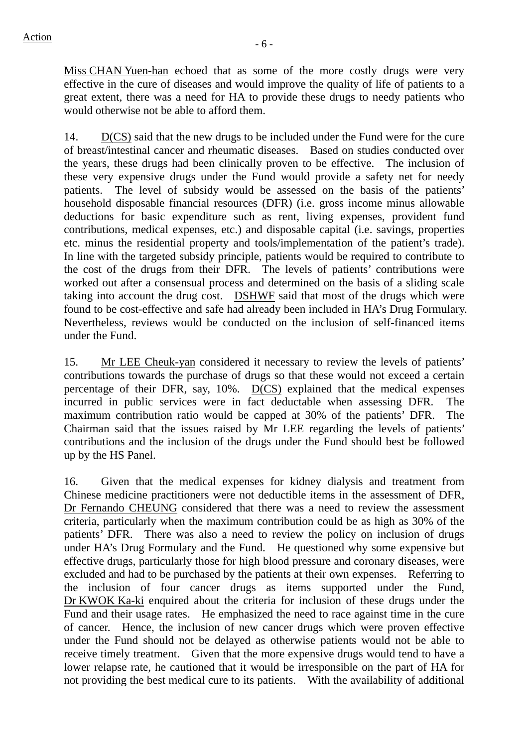Miss CHAN Yuen-han echoed that as some of the more costly drugs were very effective in the cure of diseases and would improve the quality of life of patients to a great extent, there was a need for HA to provide these drugs to needy patients who would otherwise not be able to afford them.

14. D(CS) said that the new drugs to be included under the Fund were for the cure of breast/intestinal cancer and rheumatic diseases. Based on studies conducted over the years, these drugs had been clinically proven to be effective. The inclusion of these very expensive drugs under the Fund would provide a safety net for needy patients. The level of subsidy would be assessed on the basis of the patients' household disposable financial resources (DFR) (i.e. gross income minus allowable deductions for basic expenditure such as rent, living expenses, provident fund contributions, medical expenses, etc.) and disposable capital (i.e. savings, properties etc. minus the residential property and tools/implementation of the patient's trade). In line with the targeted subsidy principle, patients would be required to contribute to the cost of the drugs from their DFR. The levels of patients' contributions were worked out after a consensual process and determined on the basis of a sliding scale taking into account the drug cost. DSHWF said that most of the drugs which were found to be cost-effective and safe had already been included in HA's Drug Formulary. Nevertheless, reviews would be conducted on the inclusion of self-financed items under the Fund.

15. Mr LEE Cheuk-yan considered it necessary to review the levels of patients' contributions towards the purchase of drugs so that these would not exceed a certain percentage of their DFR, say, 10%. D(CS) explained that the medical expenses incurred in public services were in fact deductable when assessing DFR. The maximum contribution ratio would be capped at 30% of the patients' DFR. The Chairman said that the issues raised by Mr LEE regarding the levels of patients' contributions and the inclusion of the drugs under the Fund should best be followed up by the HS Panel.

16. Given that the medical expenses for kidney dialysis and treatment from Chinese medicine practitioners were not deductible items in the assessment of DFR, Dr Fernando CHEUNG considered that there was a need to review the assessment criteria, particularly when the maximum contribution could be as high as 30% of the patients' DFR. There was also a need to review the policy on inclusion of drugs under HA's Drug Formulary and the Fund. He questioned why some expensive but effective drugs, particularly those for high blood pressure and coronary diseases, were excluded and had to be purchased by the patients at their own expenses. Referring to the inclusion of four cancer drugs as items supported under the Fund, Dr KWOK Ka-ki enquired about the criteria for inclusion of these drugs under the Fund and their usage rates. He emphasized the need to race against time in the cure of cancer. Hence, the inclusion of new cancer drugs which were proven effective under the Fund should not be delayed as otherwise patients would not be able to receive timely treatment. Given that the more expensive drugs would tend to have a lower relapse rate, he cautioned that it would be irresponsible on the part of HA for not providing the best medical cure to its patients. With the availability of additional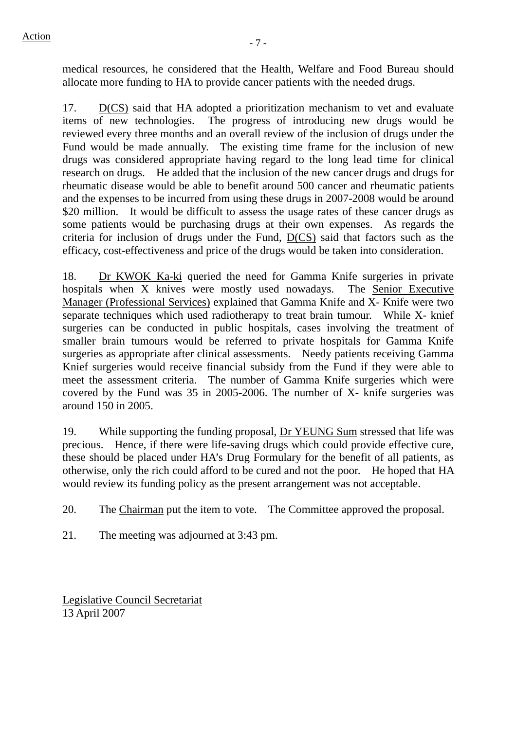Action

medical resources, he considered that the Health, Welfare and Food Bureau should allocate more funding to HA to provide cancer patients with the needed drugs.

17. D(CS) said that HA adopted a prioritization mechanism to vet and evaluate items of new technologies. The progress of introducing new drugs would be reviewed every three months and an overall review of the inclusion of drugs under the Fund would be made annually. The existing time frame for the inclusion of new drugs was considered appropriate having regard to the long lead time for clinical research on drugs. He added that the inclusion of the new cancer drugs and drugs for rheumatic disease would be able to benefit around 500 cancer and rheumatic patients and the expenses to be incurred from using these drugs in 2007-2008 would be around $20 million. It would be difficult to assess the usage rates of these cancer drugs as some patients would be purchasing drugs at their own expenses. As regards the criteria for inclusion of drugs under the Fund, D(CS) said that factors such as the efficacy, cost-effectiveness and price of the drugs would be taken into consideration.

18. Dr KWOK Ka-ki queried the need for Gamma Knife surgeries in private hospitals when X knives were mostly used nowadays. The Senior Executive Manager (Professional Services) explained that Gamma Knife and X- Knife were two separate techniques which used radiotherapy to treat brain tumour. While X- knief surgeries can be conducted in public hospitals, cases involving the treatment of smaller brain tumours would be referred to private hospitals for Gamma Knife surgeries as appropriate after clinical assessments. Needy patients receiving Gamma Knief surgeries would receive financial subsidy from the Fund if they were able to meet the assessment criteria. The number of Gamma Knife surgeries which were covered by the Fund was 35 in 2005-2006. The number of X- knife surgeries was around 150 in 2005.

19. While supporting the funding proposal, Dr YEUNG Sum stressed that life was precious. Hence, if there were life-saving drugs which could provide effective cure, these should be placed under HA's Drug Formulary for the benefit of all patients, as otherwise, only the rich could afford to be cured and not the poor. He hoped that HA would review its funding policy as the present arrangement was not acceptable.

20. The Chairman put the item to vote. The Committee approved the proposal.

21. The meeting was adjourned at 3:43 pm.

Legislative Council Secretariat
13 April 2007